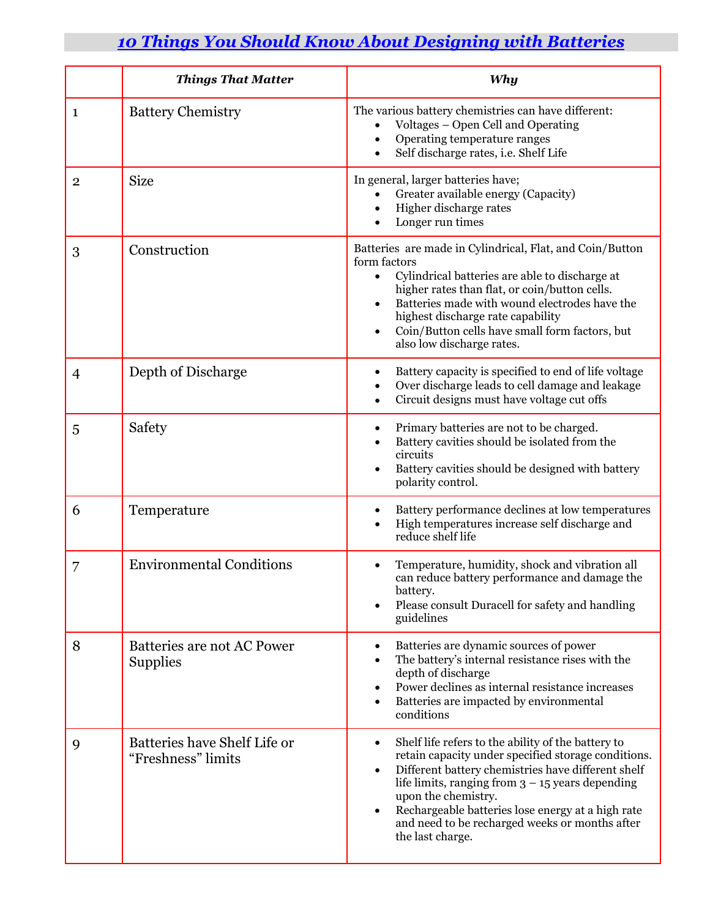# *10 Things You Should Know About Designing with Batteries*

| | *Things That Matter* | *Why* |
|---|---|---|
| 1 | Battery Chemistry | The various battery chemistries can have different: <ul><li>Voltages – Open Cell and Operating</li><li>Operating temperature ranges</li><li>Self discharge rates, i.e. Shelf Life</li></ul> |
| 2 | Size | In general, larger batteries have; <ul><li>Greater available energy (Capacity)</li><li>Higher discharge rates</li><li>Longer run times</li></ul> |
| 3 | Construction | Batteries are made in Cylindrical, Flat, and Coin/Button form factors <ul><li>Cylindrical batteries are able to discharge at higher rates than flat, or coin/button cells.</li><li>Batteries made with wound electrodes have the highest discharge rate capability</li><li>Coin/Button cells have small form factors, but also low discharge rates.</li></ul> |
| 4 | Depth of Discharge | <ul><li>Battery capacity is specified to end of life voltage</li><li>Over discharge leads to cell damage and leakage</li><li>Circuit designs must have voltage cut offs</li></ul> |
| 5 | Safety | <ul><li>Primary batteries are not to be charged.</li><li>Battery cavities should be isolated from the circuits</li><li>Battery cavities should be designed with battery polarity control.</li></ul> |
| 6 | Temperature | <ul><li>Battery performance declines at low temperatures</li><li>High temperatures increase self discharge and reduce shelf life</li></ul> |
| 7 | Environmental Conditions | <ul><li>Temperature, humidity, shock and vibration all can reduce battery performance and damage the battery.</li><li>Please consult Duracell for safety and handling guidelines</li></ul> |
| 8 | Batteries are not AC Power Supplies | <ul><li>Batteries are dynamic sources of power</li><li>The battery's internal resistance rises with the depth of discharge</li><li>Power declines as internal resistance increases</li><li>Batteries are impacted by environmental conditions</li></ul> |
| 9 | Batteries have Shelf Life or "Freshness" limits | <ul><li>Shelf life refers to the ability of the battery to retain capacity under specified storage conditions.</li><li>Different battery chemistries have different shelf life limits, ranging from 3 – 15 years depending upon the chemistry.</li><li>Rechargeable batteries lose energy at a high rate and need to be recharged weeks or months after the last charge.</li></ul> |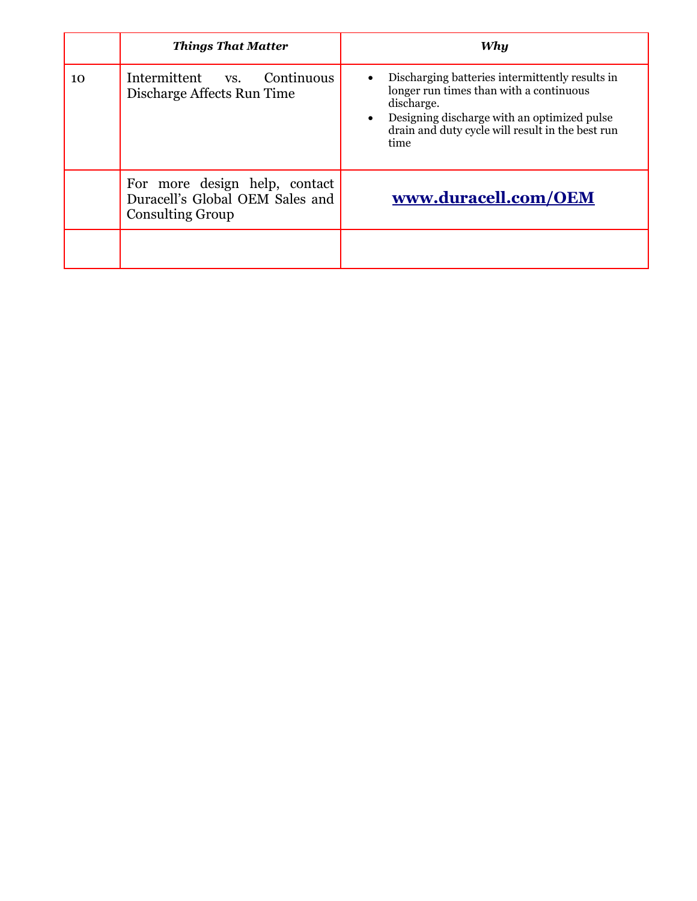| | *Things That Matter* | *Why* |
|---|---|---|
| 10 | Intermittent vs. Continuous Discharge Affects Run Time | • Discharging batteries intermittently results in longer run times than with a continuous discharge.<br>• Designing discharge with an optimized pulse drain and duty cycle will result in the best run time |
| | For more design help, contact Duracell's Global OEM Sales and Consulting Group | **www.duracell.com/OEM** |
| | | |